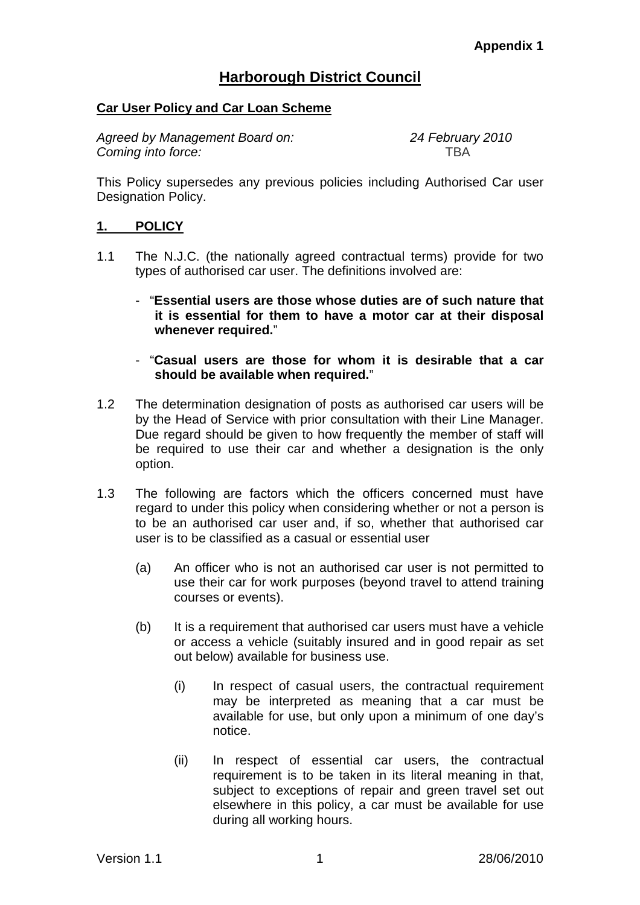**Appendix 1**

# Harborough District Council

**Car User Policy and Car Loan Scheme**

*Agreed by Management Board on:* *24 February 2010*
*Coming into force:* TBA

This Policy supersedes any previous policies including Authorised Car user Designation Policy.

## 1. POLICY

1.1 The N.J.C. (the nationally agreed contractual terms) provide for two types of authorised car user. The definitions involved are:

- "**Essential users are those whose duties are of such nature that it is essential for them to have a motor car at their disposal whenever required.**"

- "**Casual users are those for whom it is desirable that a car should be available when required.**"

1.2 The determination designation of posts as authorised car users will be by the Head of Service with prior consultation with their Line Manager. Due regard should be given to how frequently the member of staff will be required to use their car and whether a designation is the only option.

1.3 The following are factors which the officers concerned must have regard to under this policy when considering whether or not a person is to be an authorised car user and, if so, whether that authorised car user is to be classified as a casual or essential user

(a) An officer who is not an authorised car user is not permitted to use their car for work purposes (beyond travel to attend training courses or events).

(b) It is a requirement that authorised car users must have a vehicle or access a vehicle (suitably insured and in good repair as set out below) available for business use.

(i) In respect of casual users, the contractual requirement may be interpreted as meaning that a car must be available for use, but only upon a minimum of one day's notice.

(ii) In respect of essential car users, the contractual requirement is to be taken in its literal meaning in that, subject to exceptions of repair and green travel set out elsewhere in this policy, a car must be available for use during all working hours.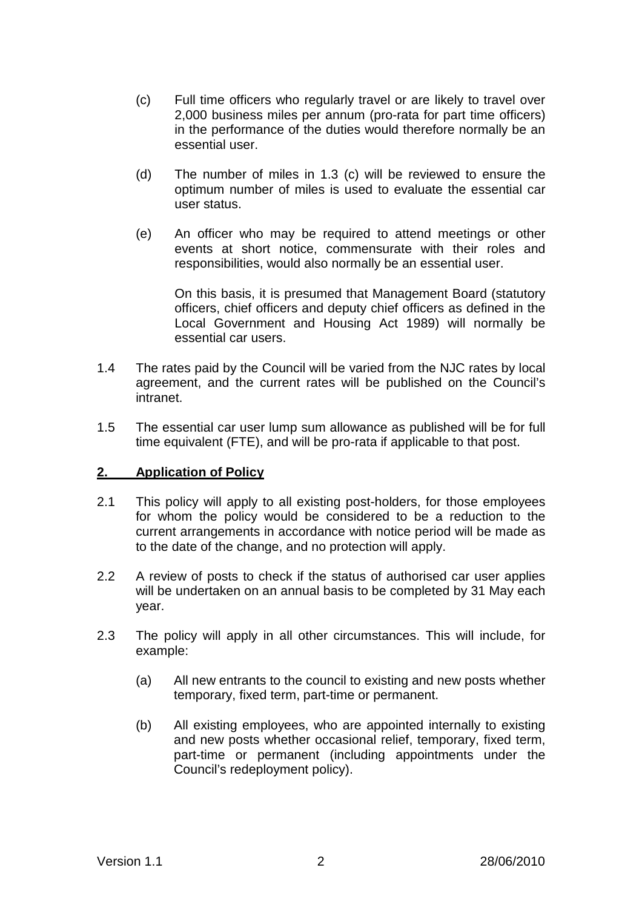(c) Full time officers who regularly travel or are likely to travel over 2,000 business miles per annum (pro-rata for part time officers) in the performance of the duties would therefore normally be an essential user.

(d) The number of miles in 1.3 (c) will be reviewed to ensure the optimum number of miles is used to evaluate the essential car user status.

(e) An officer who may be required to attend meetings or other events at short notice, commensurate with their roles and responsibilities, would also normally be an essential user.

On this basis, it is presumed that Management Board (statutory officers, chief officers and deputy chief officers as defined in the Local Government and Housing Act 1989) will normally be essential car users.

1.4 The rates paid by the Council will be varied from the NJC rates by local agreement, and the current rates will be published on the Council's intranet.

1.5 The essential car user lump sum allowance as published will be for full time equivalent (FTE), and will be pro-rata if applicable to that post.

## 2. Application of Policy

2.1 This policy will apply to all existing post-holders, for those employees for whom the policy would be considered to be a reduction to the current arrangements in accordance with notice period will be made as to the date of the change, and no protection will apply.

2.2 A review of posts to check if the status of authorised car user applies will be undertaken on an annual basis to be completed by 31 May each year.

2.3 The policy will apply in all other circumstances. This will include, for example:

(a) All new entrants to the council to existing and new posts whether temporary, fixed term, part-time or permanent.

(b) All existing employees, who are appointed internally to existing and new posts whether occasional relief, temporary, fixed term, part-time or permanent (including appointments under the Council's redeployment policy).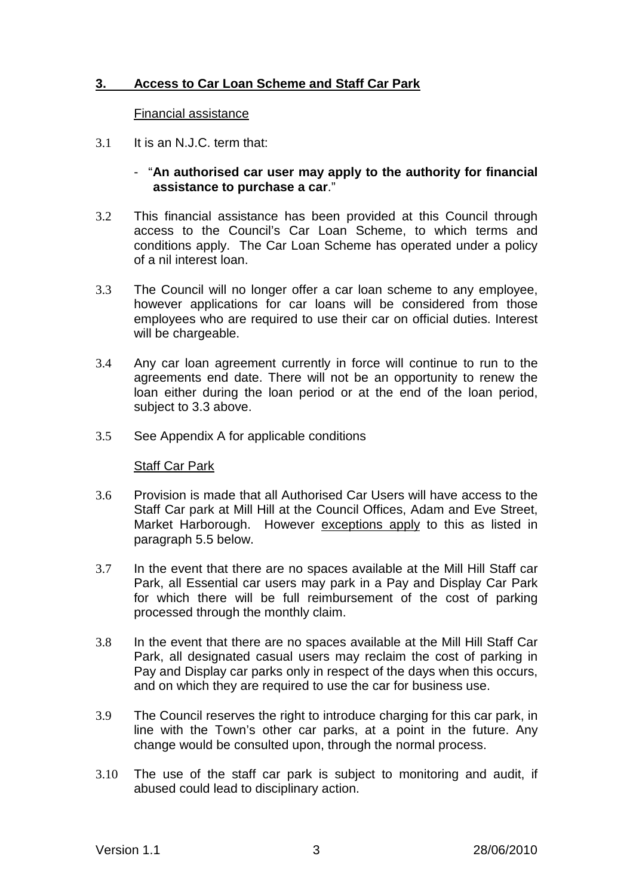## 3. Access to Car Loan Scheme and Staff Car Park

### Financial assistance

3.1 It is an N.J.C. term that:

- "**An authorised car user may apply to the authority for financial assistance to purchase a car**."

3.2 This financial assistance has been provided at this Council through access to the Council's Car Loan Scheme, to which terms and conditions apply. The Car Loan Scheme has operated under a policy of a nil interest loan.

3.3 The Council will no longer offer a car loan scheme to any employee, however applications for car loans will be considered from those employees who are required to use their car on official duties. Interest will be chargeable.

3.4 Any car loan agreement currently in force will continue to run to the agreements end date. There will not be an opportunity to renew the loan either during the loan period or at the end of the loan period, subject to 3.3 above.

3.5 See Appendix A for applicable conditions

### Staff Car Park

3.6 Provision is made that all Authorised Car Users will have access to the Staff Car park at Mill Hill at the Council Offices, Adam and Eve Street, Market Harborough. However exceptions apply to this as listed in paragraph 5.5 below.

3.7 In the event that there are no spaces available at the Mill Hill Staff car Park, all Essential car users may park in a Pay and Display Car Park for which there will be full reimbursement of the cost of parking processed through the monthly claim.

3.8 In the event that there are no spaces available at the Mill Hill Staff Car Park, all designated casual users may reclaim the cost of parking in Pay and Display car parks only in respect of the days when this occurs, and on which they are required to use the car for business use.

3.9 The Council reserves the right to introduce charging for this car park, in line with the Town's other car parks, at a point in the future. Any change would be consulted upon, through the normal process.

3.10 The use of the staff car park is subject to monitoring and audit, if abused could lead to disciplinary action.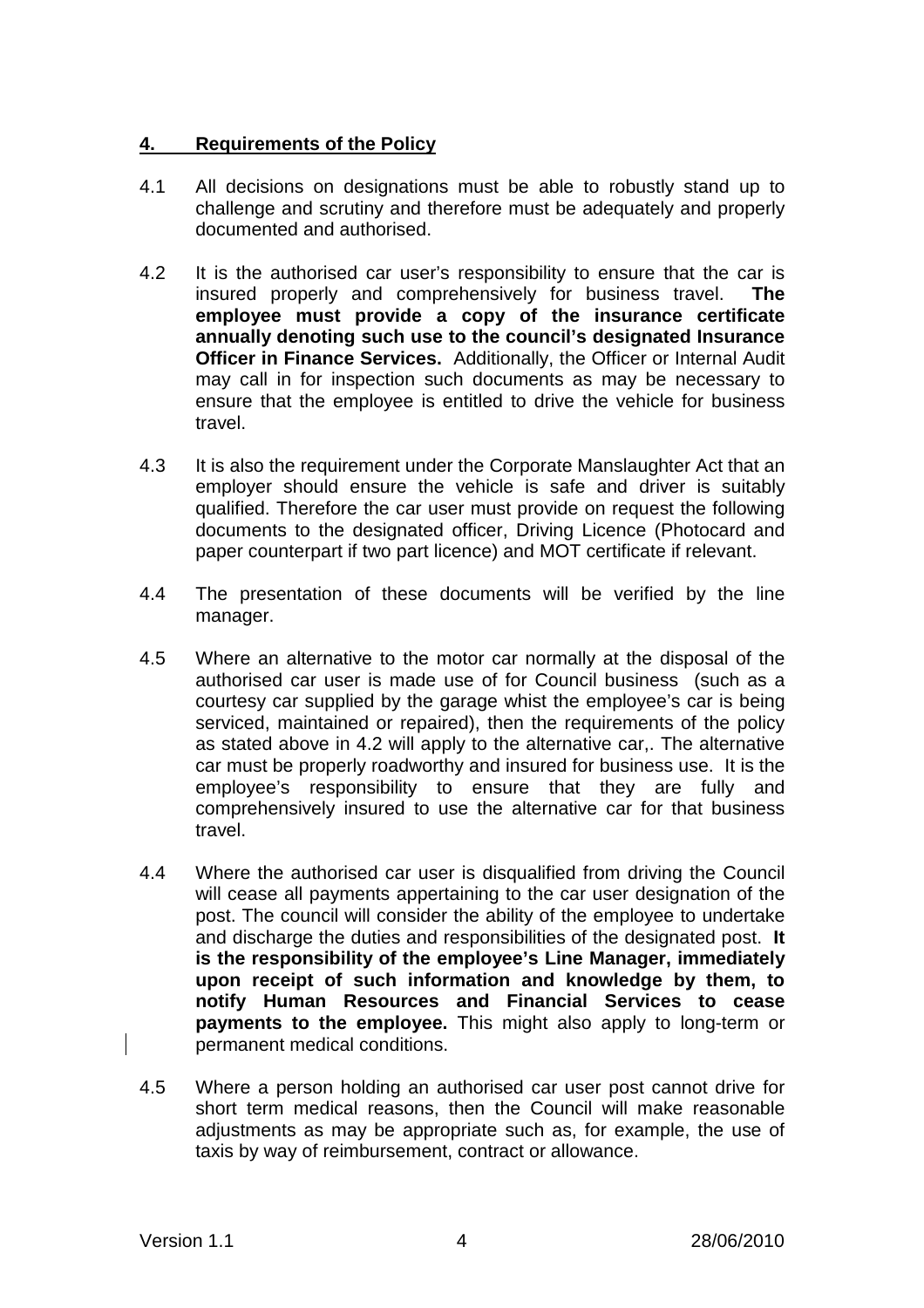## **4. Requirements of the Policy**

4.1 All decisions on designations must be able to robustly stand up to challenge and scrutiny and therefore must be adequately and properly documented and authorised.

4.2 It is the authorised car user's responsibility to ensure that the car is insured properly and comprehensively for business travel. **The employee must provide a copy of the insurance certificate annually denoting such use to the council's designated Insurance Officer in Finance Services.** Additionally, the Officer or Internal Audit may call in for inspection such documents as may be necessary to ensure that the employee is entitled to drive the vehicle for business travel.

4.3 It is also the requirement under the Corporate Manslaughter Act that an employer should ensure the vehicle is safe and driver is suitably qualified. Therefore the car user must provide on request the following documents to the designated officer, Driving Licence (Photocard and paper counterpart if two part licence) and MOT certificate if relevant.

4.4 The presentation of these documents will be verified by the line manager.

4.5 Where an alternative to the motor car normally at the disposal of the authorised car user is made use of for Council business (such as a courtesy car supplied by the garage whist the employee's car is being serviced, maintained or repaired), then the requirements of the policy as stated above in 4.2 will apply to the alternative car,. The alternative car must be properly roadworthy and insured for business use. It is the employee's responsibility to ensure that they are fully and comprehensively insured to use the alternative car for that business travel.

4.4 Where the authorised car user is disqualified from driving the Council will cease all payments appertaining to the car user designation of the post. The council will consider the ability of the employee to undertake and discharge the duties and responsibilities of the designated post. **It is the responsibility of the employee's Line Manager, immediately upon receipt of such information and knowledge by them, to notify Human Resources and Financial Services to cease payments to the employee.** This might also apply to long-term or permanent medical conditions.

4.5 Where a person holding an authorised car user post cannot drive for short term medical reasons, then the Council will make reasonable adjustments as may be appropriate such as, for example, the use of taxis by way of reimbursement, contract or allowance.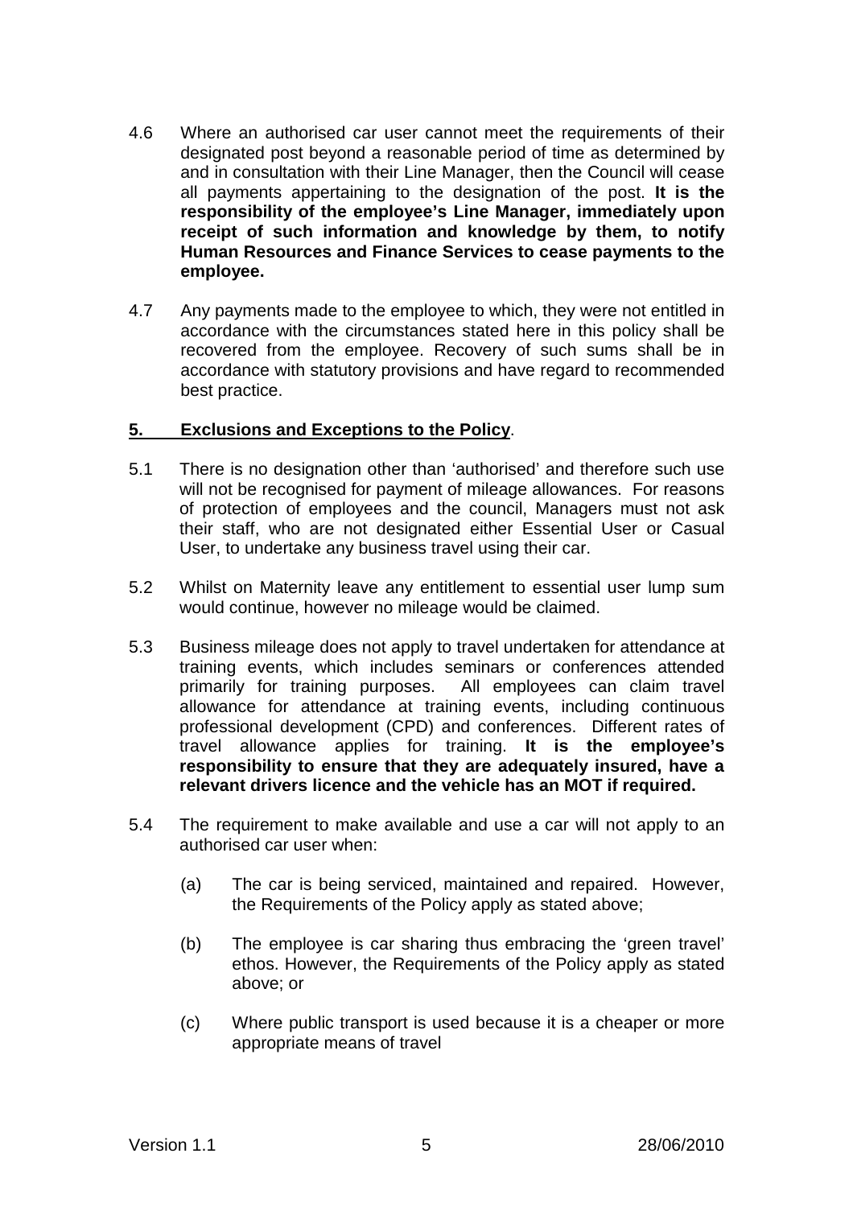4.6 Where an authorised car user cannot meet the requirements of their designated post beyond a reasonable period of time as determined by and in consultation with their Line Manager, then the Council will cease all payments appertaining to the designation of the post. **It is the responsibility of the employee's Line Manager, immediately upon receipt of such information and knowledge by them, to notify Human Resources and Finance Services to cease payments to the employee.**

4.7 Any payments made to the employee to which, they were not entitled in accordance with the circumstances stated here in this policy shall be recovered from the employee. Recovery of such sums shall be in accordance with statutory provisions and have regard to recommended best practice.

## 5. <u>Exclusions and Exceptions to the Policy</u>.

5.1 There is no designation other than 'authorised' and therefore such use will not be recognised for payment of mileage allowances. For reasons of protection of employees and the council, Managers must not ask their staff, who are not designated either Essential User or Casual User, to undertake any business travel using their car.

5.2 Whilst on Maternity leave any entitlement to essential user lump sum would continue, however no mileage would be claimed.

5.3 Business mileage does not apply to travel undertaken for attendance at training events, which includes seminars or conferences attended primarily for training purposes. All employees can claim travel allowance for attendance at training events, including continuous professional development (CPD) and conferences. Different rates of travel allowance applies for training. **It is the employee's responsibility to ensure that they are adequately insured, have a relevant drivers licence and the vehicle has an MOT if required.**

5.4 The requirement to make available and use a car will not apply to an authorised car user when:

(a) The car is being serviced, maintained and repaired. However, the Requirements of the Policy apply as stated above;

(b) The employee is car sharing thus embracing the 'green travel' ethos. However, the Requirements of the Policy apply as stated above; or

(c) Where public transport is used because it is a cheaper or more appropriate means of travel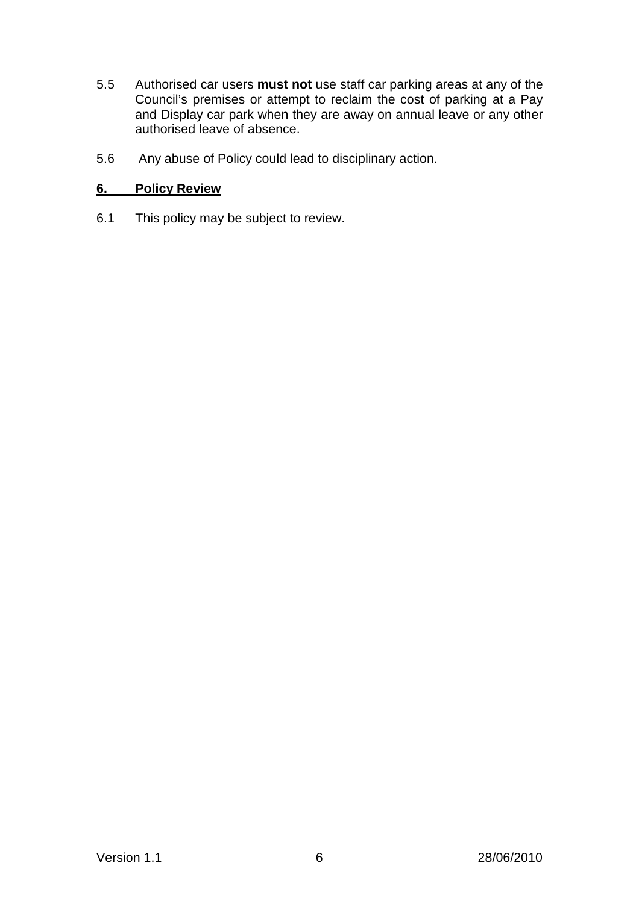5.5 Authorised car users **must not** use staff car parking areas at any of the Council's premises or attempt to reclaim the cost of parking at a Pay and Display car park when they are away on annual leave or any other authorised leave of absence.

5.6 Any abuse of Policy could lead to disciplinary action.

## 6. Policy Review

6.1 This policy may be subject to review.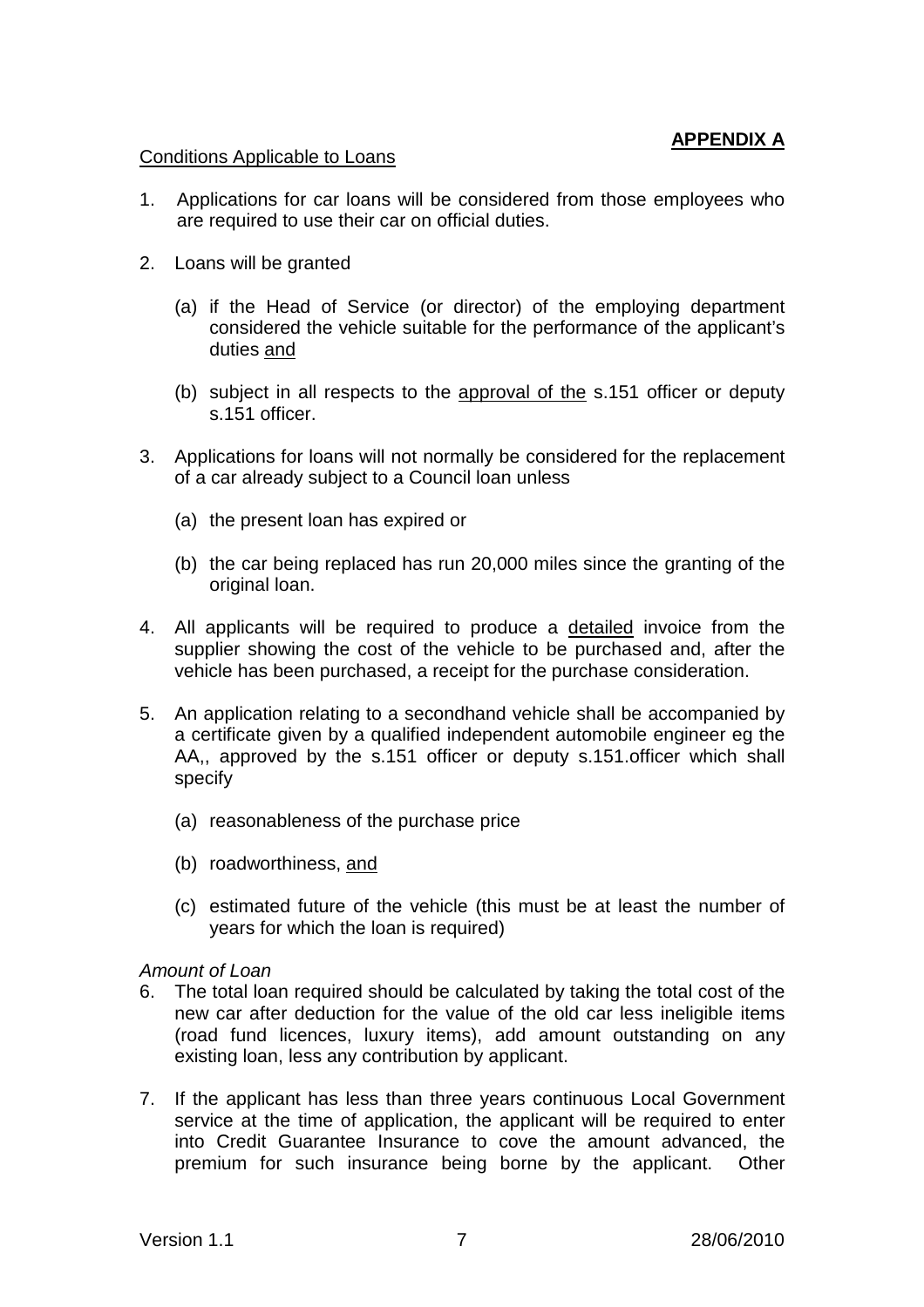**APPENDIX A**

Conditions Applicable to Loans

1. Applications for car loans will be considered from those employees who are required to use their car on official duties.

2. Loans will be granted

   (a) if the Head of Service (or director) of the employing department considered the vehicle suitable for the performance of the applicant's duties and

   (b) subject in all respects to the approval of the s.151 officer or deputy s.151 officer.

3. Applications for loans will not normally be considered for the replacement of a car already subject to a Council loan unless

   (a) the present loan has expired or

   (b) the car being replaced has run 20,000 miles since the granting of the original loan.

4. All applicants will be required to produce a detailed invoice from the supplier showing the cost of the vehicle to be purchased and, after the vehicle has been purchased, a receipt for the purchase consideration.

5. An application relating to a secondhand vehicle shall be accompanied by a certificate given by a qualified independent automobile engineer eg the AA,, approved by the s.151 officer or deputy s.151.officer which shall specify

   (a) reasonableness of the purchase price

   (b) roadworthiness, and

   (c) estimated future of the vehicle (this must be at least the number of years for which the loan is required)

*Amount of Loan*

6. The total loan required should be calculated by taking the total cost of the new car after deduction for the value of the old car less ineligible items (road fund licences, luxury items), add amount outstanding on any existing loan, less any contribution by applicant.

7. If the applicant has less than three years continuous Local Government service at the time of application, the applicant will be required to enter into Credit Guarantee Insurance to cove the amount advanced, the premium for such insurance being borne by the applicant. Other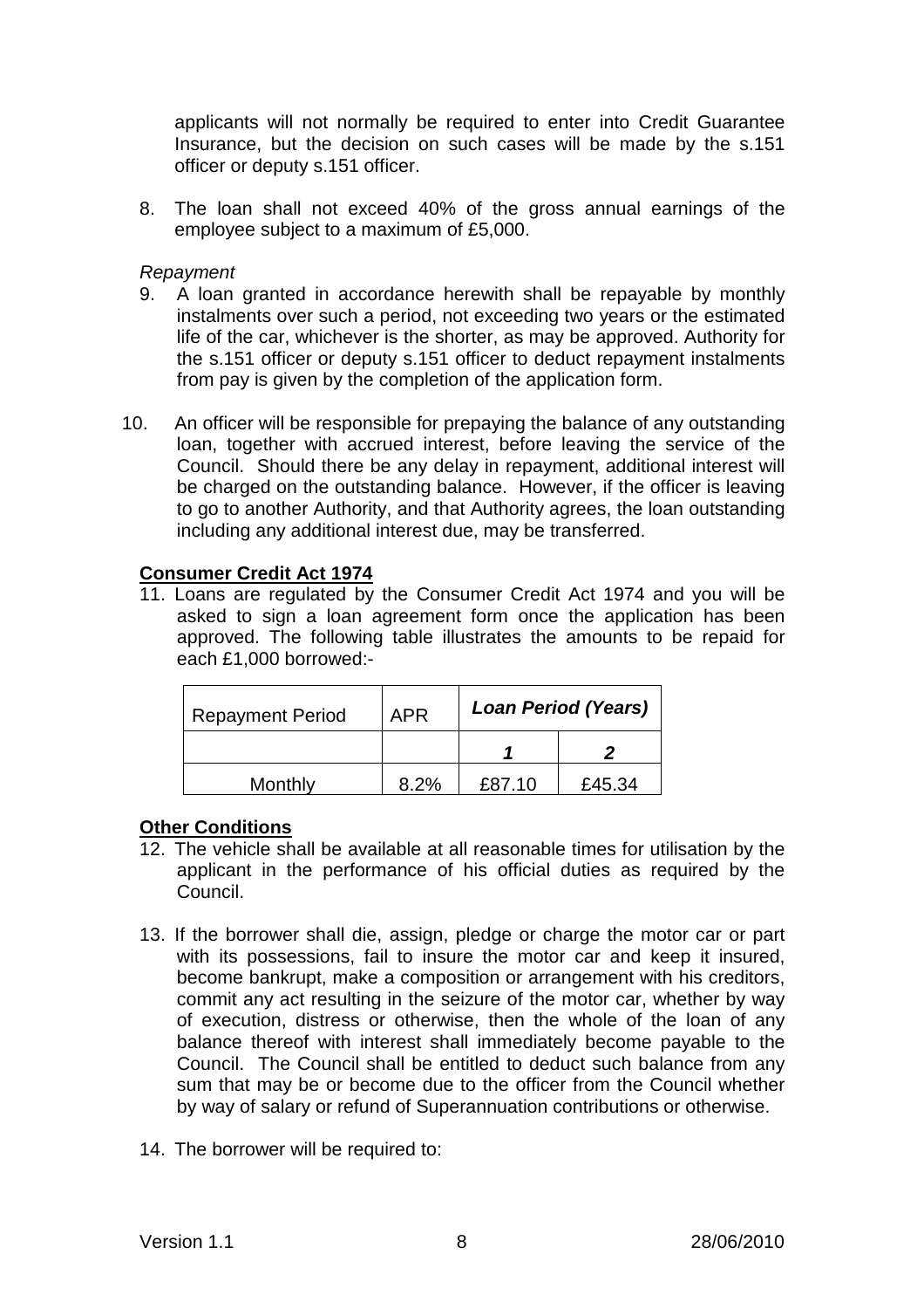applicants will not normally be required to enter into Credit Guarantee Insurance, but the decision on such cases will be made by the s.151 officer or deputy s.151 officer.

8. The loan shall not exceed 40% of the gross annual earnings of the employee subject to a maximum of £5,000.

*Repayment*

9. A loan granted in accordance herewith shall be repayable by monthly instalments over such a period, not exceeding two years or the estimated life of the car, whichever is the shorter, as may be approved. Authority for the s.151 officer or deputy s.151 officer to deduct repayment instalments from pay is given by the completion of the application form.

10. An officer will be responsible for prepaying the balance of any outstanding loan, together with accrued interest, before leaving the service of the Council. Should there be any delay in repayment, additional interest will be charged on the outstanding balance. However, if the officer is leaving to go to another Authority, and that Authority agrees, the loan outstanding including any additional interest due, may be transferred.

**Consumer Credit Act 1974**

11. Loans are regulated by the Consumer Credit Act 1974 and you will be asked to sign a loan agreement form once the application has been approved. The following table illustrates the amounts to be repaid for each £1,000 borrowed:-

| Repayment Period | APR | ***Loan Period (Years)*** | |
|---|---|---|---|
| | | ***1*** | ***2*** |
| Monthly | 8.2% | £87.10 | £45.34 |

**Other Conditions**

12. The vehicle shall be available at all reasonable times for utilisation by the applicant in the performance of his official duties as required by the Council.

13. If the borrower shall die, assign, pledge or charge the motor car or part with its possessions, fail to insure the motor car and keep it insured, become bankrupt, make a composition or arrangement with his creditors, commit any act resulting in the seizure of the motor car, whether by way of execution, distress or otherwise, then the whole of the loan of any balance thereof with interest shall immediately become payable to the Council. The Council shall be entitled to deduct such balance from any sum that may be or become due to the officer from the Council whether by way of salary or refund of Superannuation contributions or otherwise.

14. The borrower will be required to: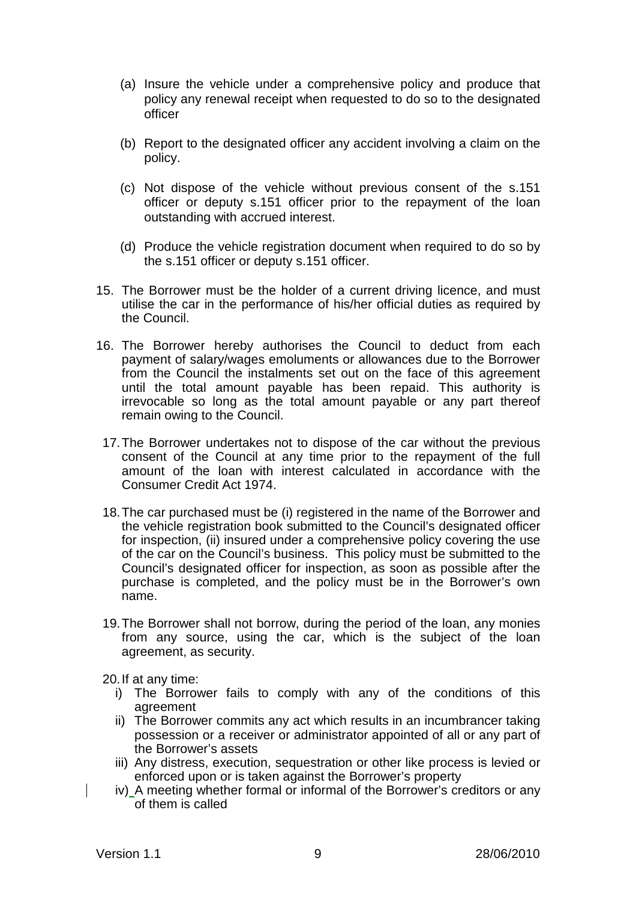(a) Insure the vehicle under a comprehensive policy and produce that policy any renewal receipt when requested to do so to the designated officer

(b) Report to the designated officer any accident involving a claim on the policy.

(c) Not dispose of the vehicle without previous consent of the s.151 officer or deputy s.151 officer prior to the repayment of the loan outstanding with accrued interest.

(d) Produce the vehicle registration document when required to do so by the s.151 officer or deputy s.151 officer.

15. The Borrower must be the holder of a current driving licence, and must utilise the car in the performance of his/her official duties as required by the Council.

16. The Borrower hereby authorises the Council to deduct from each payment of salary/wages emoluments or allowances due to the Borrower from the Council the instalments set out on the face of this agreement until the total amount payable has been repaid. This authority is irrevocable so long as the total amount payable or any part thereof remain owing to the Council.

17. The Borrower undertakes not to dispose of the car without the previous consent of the Council at any time prior to the repayment of the full amount of the loan with interest calculated in accordance with the Consumer Credit Act 1974.

18. The car purchased must be (i) registered in the name of the Borrower and the vehicle registration book submitted to the Council's designated officer for inspection, (ii) insured under a comprehensive policy covering the use of the car on the Council's business. This policy must be submitted to the Council's designated officer for inspection, as soon as possible after the purchase is completed, and the policy must be in the Borrower's own name.

19. The Borrower shall not borrow, during the period of the loan, any monies from any source, using the car, which is the subject of the loan agreement, as security.

20. If at any time:

i) The Borrower fails to comply with any of the conditions of this agreement
ii) The Borrower commits any act which results in an incumbrancer taking possession or a receiver or administrator appointed of all or any part of the Borrower's assets
iii) Any distress, execution, sequestration or other like process is levied or enforced upon or is taken against the Borrower's property
iv) A meeting whether formal or informal of the Borrower's creditors or any of them is called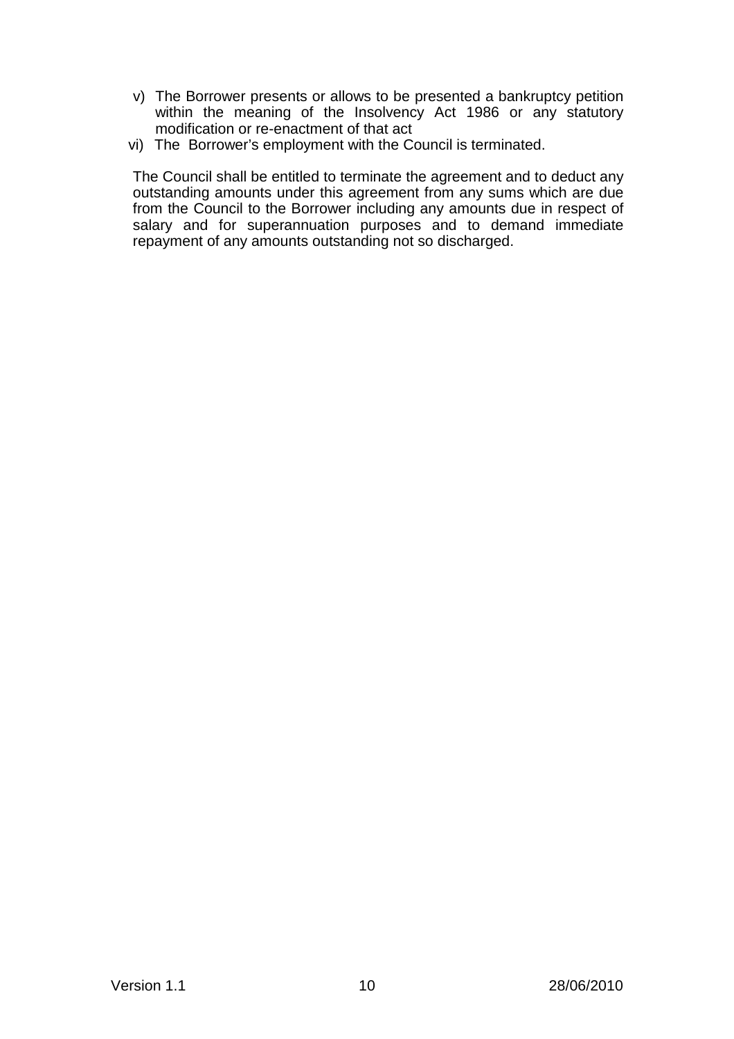v) The Borrower presents or allows to be presented a bankruptcy petition within the meaning of the Insolvency Act 1986 or any statutory modification or re-enactment of that act

vi) The Borrower's employment with the Council is terminated.

The Council shall be entitled to terminate the agreement and to deduct any outstanding amounts under this agreement from any sums which are due from the Council to the Borrower including any amounts due in respect of salary and for superannuation purposes and to demand immediate repayment of any amounts outstanding not so discharged.